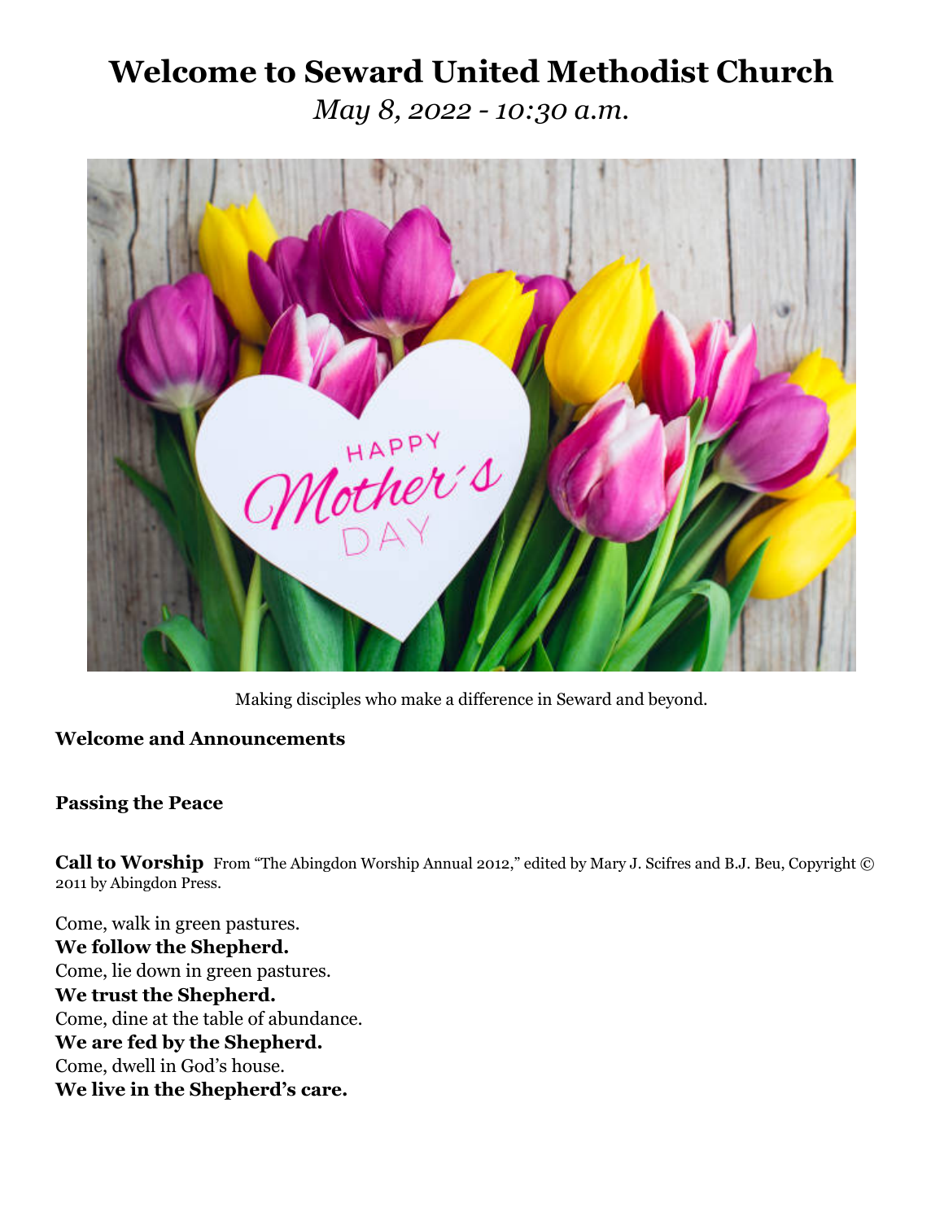# Welcome to Seward United Methodist Church

*May 8, 2022 - 10:30 a.m.*

Making disciples who make a difference in Seward and beyond.

**Welcome and Announcements**

**Passing the Peace**

**Call to Worship** From "The Abingdon Worship Annual 2012," edited by Mary J. Scifres and B.J. Beu, Copyright © 2011 by Abingdon Press.

Come, walk in green pastures.
**We follow the Shepherd.**
Come, lie down in green pastures.
**We trust the Shepherd.**
Come, dine at the table of abundance.
**We are fed by the Shepherd.**
Come, dwell in God's house.
**We live in the Shepherd's care.**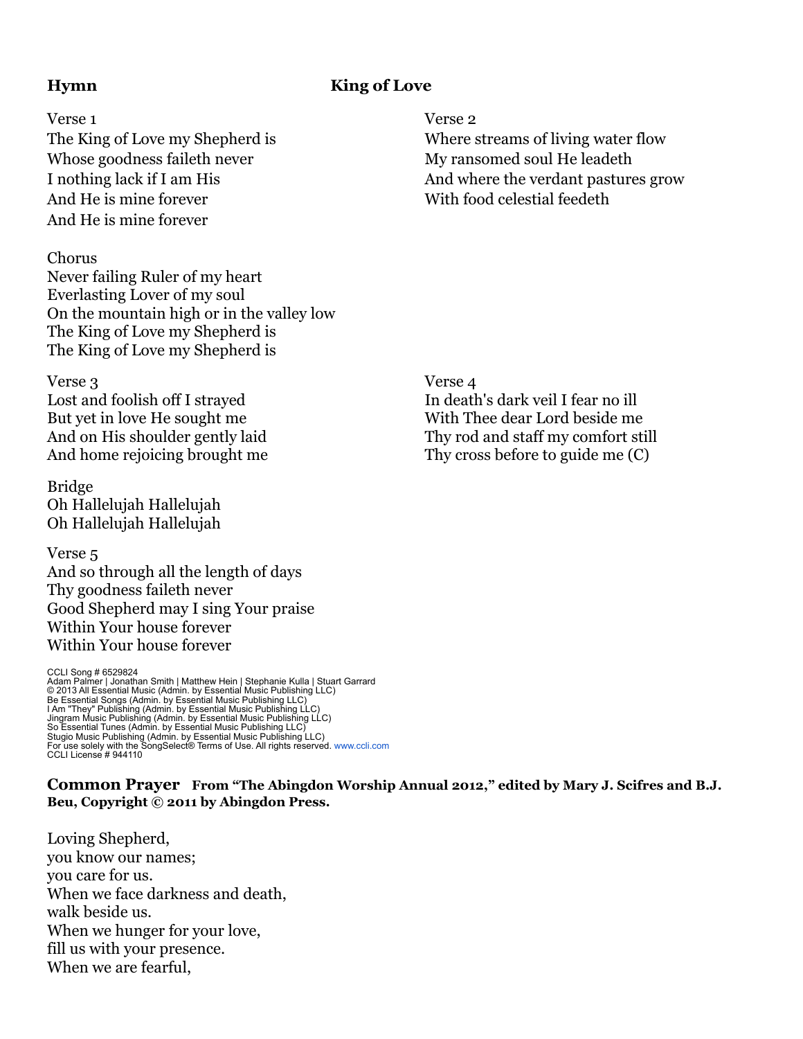**Hymn** **King of Love**

Verse 1
The King of Love my Shepherd is
Whose goodness faileth never
I nothing lack if I am His
And He is mine forever
And He is mine forever

Verse 2
Where streams of living water flow
My ransomed soul He leadeth
And where the verdant pastures grow
With food celestial feedeth

Chorus
Never failing Ruler of my heart
Everlasting Lover of my soul
On the mountain high or in the valley low
The King of Love my Shepherd is
The King of Love my Shepherd is

Verse 3
Lost and foolish off I strayed
But yet in love He sought me
And on His shoulder gently laid
And home rejoicing brought me

Verse 4
In death's dark veil I fear no ill
With Thee dear Lord beside me
Thy rod and staff my comfort still
Thy cross before to guide me (C)

Bridge
Oh Hallelujah Hallelujah
Oh Hallelujah Hallelujah

Verse 5
And so through all the length of days
Thy goodness faileth never
Good Shepherd may I sing Your praise
Within Your house forever
Within Your house forever

CCLI Song # 6529824
Adam Palmer | Jonathan Smith | Matthew Hein | Stephanie Kulla | Stuart Garrard
© 2013 All Essential Music (Admin. by Essential Music Publishing LLC)
Be Essential Songs (Admin. by Essential Music Publishing LLC)
I Am "They" Publishing (Admin. by Essential Music Publishing LLC)
Jingram Music Publishing (Admin. by Essential Music Publishing LLC)
So Essential Tunes (Admin. by Essential Music Publishing LLC)
Stugio Music Publishing (Admin. by Essential Music Publishing LLC)
For use solely with the SongSelect® Terms of Use. All rights reserved. www.ccli.com
CCLI License # 944110

**Common Prayer** **From "The Abingdon Worship Annual 2012," edited by Mary J. Scifres and B.J. Beu, Copyright © 2011 by Abingdon Press.**

Loving Shepherd,
you know our names;
you care for us.
When we face darkness and death,
walk beside us.
When we hunger for your love,
fill us with your presence.
When we are fearful,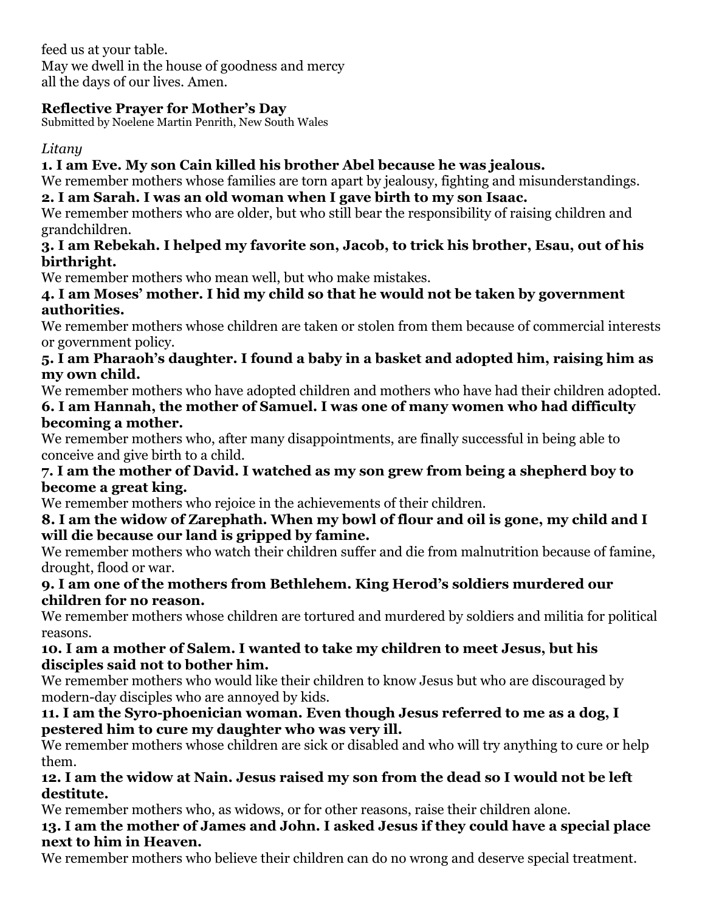feed us at your table.
May we dwell in the house of goodness and mercy
all the days of our lives. Amen.

### Reflective Prayer for Mother's Day

Submitted by Noelene Martin Penrith, New South Wales

*Litany*

**1. I am Eve. My son Cain killed his brother Abel because he was jealous.**

We remember mothers whose families are torn apart by jealousy, fighting and misunderstandings.

**2. I am Sarah. I was an old woman when I gave birth to my son Isaac.**

We remember mothers who are older, but who still bear the responsibility of raising children and grandchildren.

**3. I am Rebekah. I helped my favorite son, Jacob, to trick his brother, Esau, out of his birthright.**

We remember mothers who mean well, but who make mistakes.

**4. I am Moses' mother. I hid my child so that he would not be taken by government authorities.**

We remember mothers whose children are taken or stolen from them because of commercial interests or government policy.

**5. I am Pharaoh's daughter. I found a baby in a basket and adopted him, raising him as my own child.**

We remember mothers who have adopted children and mothers who have had their children adopted.

**6. I am Hannah, the mother of Samuel. I was one of many women who had difficulty becoming a mother.**

We remember mothers who, after many disappointments, are finally successful in being able to conceive and give birth to a child.

**7. I am the mother of David. I watched as my son grew from being a shepherd boy to become a great king.**

We remember mothers who rejoice in the achievements of their children.

**8. I am the widow of Zarephath. When my bowl of flour and oil is gone, my child and I will die because our land is gripped by famine.**

We remember mothers who watch their children suffer and die from malnutrition because of famine, drought, flood or war.

**9. I am one of the mothers from Bethlehem. King Herod's soldiers murdered our children for no reason.**

We remember mothers whose children are tortured and murdered by soldiers and militia for political reasons.

**10. I am a mother of Salem. I wanted to take my children to meet Jesus, but his disciples said not to bother him.**

We remember mothers who would like their children to know Jesus but who are discouraged by modern-day disciples who are annoyed by kids.

**11. I am the Syro-phoenician woman. Even though Jesus referred to me as a dog, I pestered him to cure my daughter who was very ill.**

We remember mothers whose children are sick or disabled and who will try anything to cure or help them.

**12. I am the widow at Nain. Jesus raised my son from the dead so I would not be left destitute.**

We remember mothers who, as widows, or for other reasons, raise their children alone.

**13. I am the mother of James and John. I asked Jesus if they could have a special place next to him in Heaven.**

We remember mothers who believe their children can do no wrong and deserve special treatment.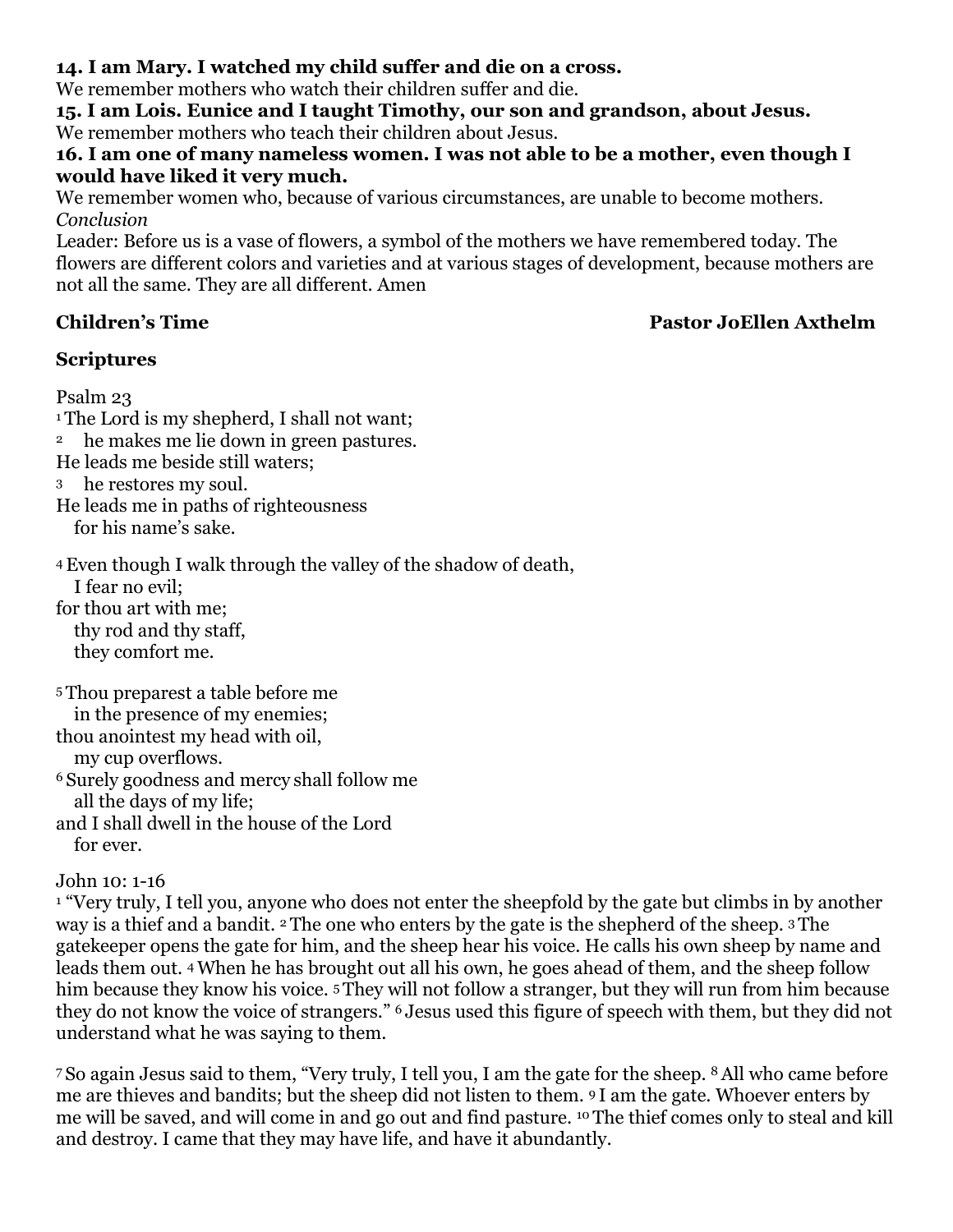**14. I am Mary. I watched my child suffer and die on a cross.**
We remember mothers who watch their children suffer and die.
**15. I am Lois. Eunice and I taught Timothy, our son and grandson, about Jesus.**
We remember mothers who teach their children about Jesus.
**16. I am one of many nameless women. I was not able to be a mother, even though I would have liked it very much.**
We remember women who, because of various circumstances, are unable to become mothers.
*Conclusion*
Leader: Before us is a vase of flowers, a symbol of the mothers we have remembered today. The flowers are different colors and varieties and at various stages of development, because mothers are not all the same. They are all different. Amen

**Children's Time** **Pastor JoEllen Axthelm**

**Scriptures**

Psalm 23
1 The Lord is my shepherd, I shall not want;
2 he makes me lie down in green pastures.
He leads me beside still waters;
3 he restores my soul.
He leads me in paths of righteousness
for his name's sake.

4 Even though I walk through the valley of the shadow of death,
I fear no evil;
for thou art with me;
thy rod and thy staff,
they comfort me.

5 Thou preparest a table before me
in the presence of my enemies;
thou anointest my head with oil,
my cup overflows.
6 Surely goodness and mercy shall follow me
all the days of my life;
and I shall dwell in the house of the Lord
for ever.

John 10: 1-16
1 "Very truly, I tell you, anyone who does not enter the sheepfold by the gate but climbs in by another way is a thief and a bandit. 2 The one who enters by the gate is the shepherd of the sheep. 3 The gatekeeper opens the gate for him, and the sheep hear his voice. He calls his own sheep by name and leads them out. 4 When he has brought out all his own, he goes ahead of them, and the sheep follow him because they know his voice. 5 They will not follow a stranger, but they will run from him because they do not know the voice of strangers." 6 Jesus used this figure of speech with them, but they did not understand what he was saying to them.

7 So again Jesus said to them, "Very truly, I tell you, I am the gate for the sheep. 8 All who came before me are thieves and bandits; but the sheep did not listen to them. 9 I am the gate. Whoever enters by me will be saved, and will come in and go out and find pasture. 10 The thief comes only to steal and kill and destroy. I came that they may have life, and have it abundantly.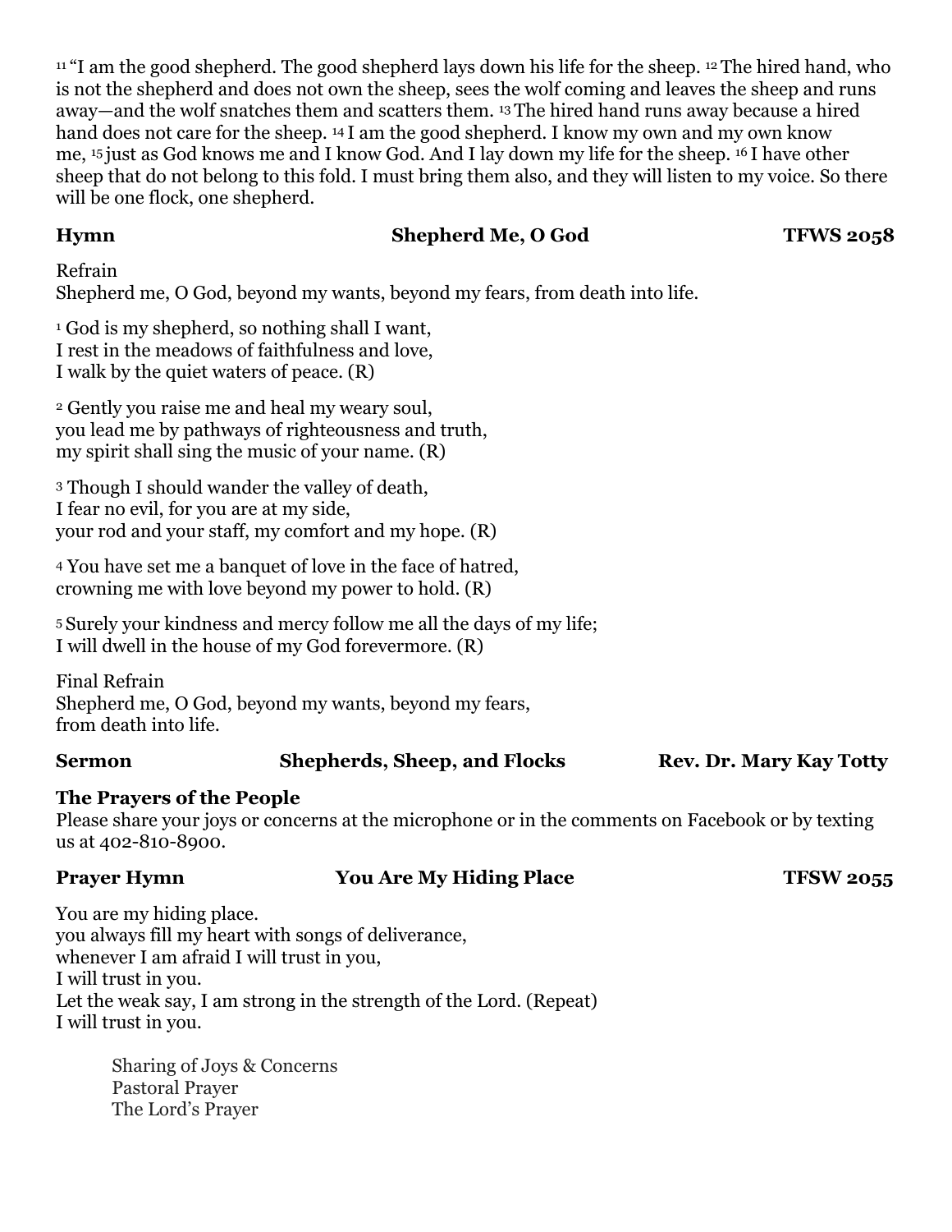[11] "I am the good shepherd. The good shepherd lays down his life for the sheep. [12] The hired hand, who is not the shepherd and does not own the sheep, sees the wolf coming and leaves the sheep and runs away—and the wolf snatches them and scatters them. [13] The hired hand runs away because a hired hand does not care for the sheep. [14] I am the good shepherd. I know my own and my own know me, [15] just as God knows me and I know God. And I lay down my life for the sheep. [16] I have other sheep that do not belong to this fold. I must bring them also, and they will listen to my voice. So there will be one flock, one shepherd.

**Hymn** **Shepherd Me, O God** **TFWS 2058**

Refrain
Shepherd me, O God, beyond my wants, beyond my fears, from death into life.

[1] God is my shepherd, so nothing shall I want,
I rest in the meadows of faithfulness and love,
I walk by the quiet waters of peace. (R)

[2] Gently you raise me and heal my weary soul,
you lead me by pathways of righteousness and truth,
my spirit shall sing the music of your name. (R)

[3] Though I should wander the valley of death,
I fear no evil, for you are at my side,
your rod and your staff, my comfort and my hope. (R)

[4] You have set me a banquet of love in the face of hatred,
crowning me with love beyond my power to hold. (R)

[5] Surely your kindness and mercy follow me all the days of my life;
I will dwell in the house of my God forevermore. (R)

Final Refrain
Shepherd me, O God, beyond my wants, beyond my fears,
from death into life.

**Sermon** **Shepherds, Sheep, and Flocks** **Rev. Dr. Mary Kay Totty**

**The Prayers of the People**
Please share your joys or concerns at the microphone or in the comments on Facebook or by texting us at 402-810-8900.

**Prayer Hymn** **You Are My Hiding Place** **TFSW 2055**

You are my hiding place.
you always fill my heart with songs of deliverance,
whenever I am afraid I will trust in you,
I will trust in you.
Let the weak say, I am strong in the strength of the Lord. (Repeat)
I will trust in you.

Sharing of Joys & Concerns
Pastoral Prayer
The Lord's Prayer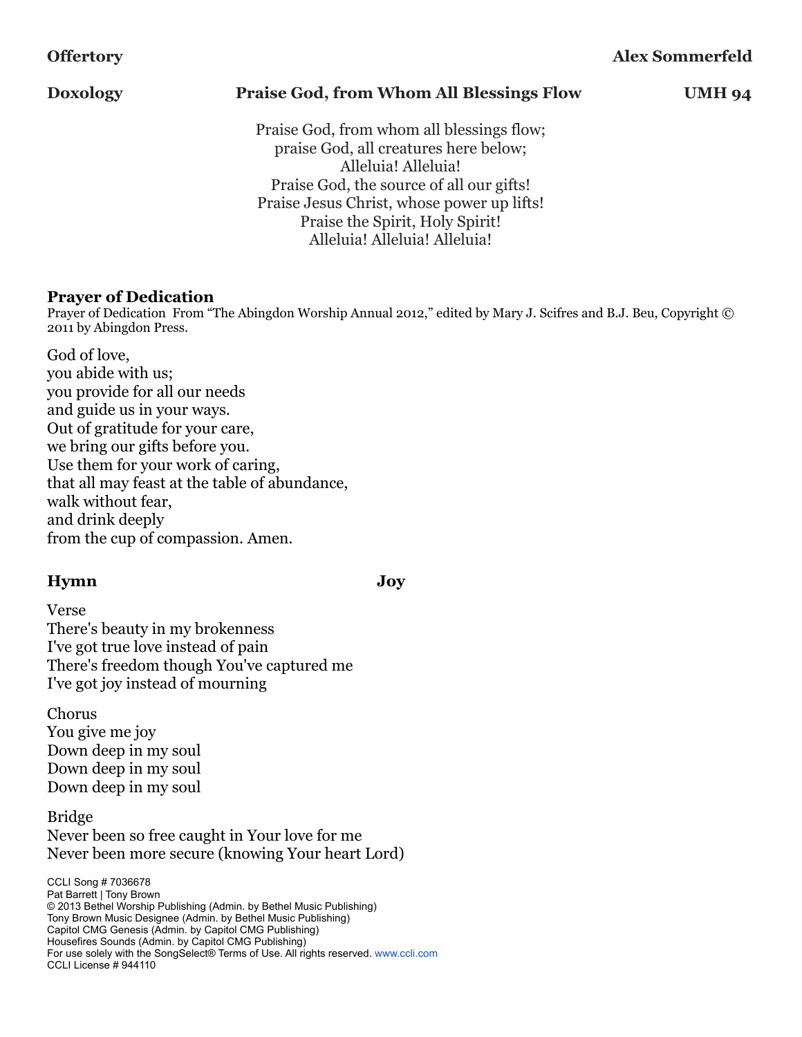**Offertory** **Alex Sommerfeld**

**Doxology** **Praise God, from Whom All Blessings Flow** **UMH 94**

Praise God, from whom all blessings flow;
praise God, all creatures here below;
Alleluia! Alleluia!
Praise God, the source of all our gifts!
Praise Jesus Christ, whose power up lifts!
Praise the Spirit, Holy Spirit!
Alleluia! Alleluia! Alleluia!

**Prayer of Dedication**

Prayer of Dedication From "The Abingdon Worship Annual 2012," edited by Mary J. Scifres and B.J. Beu, Copyright © 2011 by Abingdon Press.

God of love,
you abide with us;
you provide for all our needs
and guide us in your ways.
Out of gratitude for your care,
we bring our gifts before you.
Use them for your work of caring,
that all may feast at the table of abundance,
walk without fear,
and drink deeply
from the cup of compassion. Amen.

**Hymn** **Joy**

Verse
There's beauty in my brokenness
I've got true love instead of pain
There's freedom though You've captured me
I've got joy instead of mourning

Chorus
You give me joy
Down deep in my soul
Down deep in my soul
Down deep in my soul

Bridge
Never been so free caught in Your love for me
Never been more secure (knowing Your heart Lord)

CCLI Song # 7036678
Pat Barrett | Tony Brown
© 2013 Bethel Worship Publishing (Admin. by Bethel Music Publishing)
Tony Brown Music Designee (Admin. by Bethel Music Publishing)
Capitol CMG Genesis (Admin. by Capitol CMG Publishing)
Housefires Sounds (Admin. by Capitol CMG Publishing)
For use solely with the SongSelect® Terms of Use. All rights reserved. www.ccli.com
CCLI License # 944110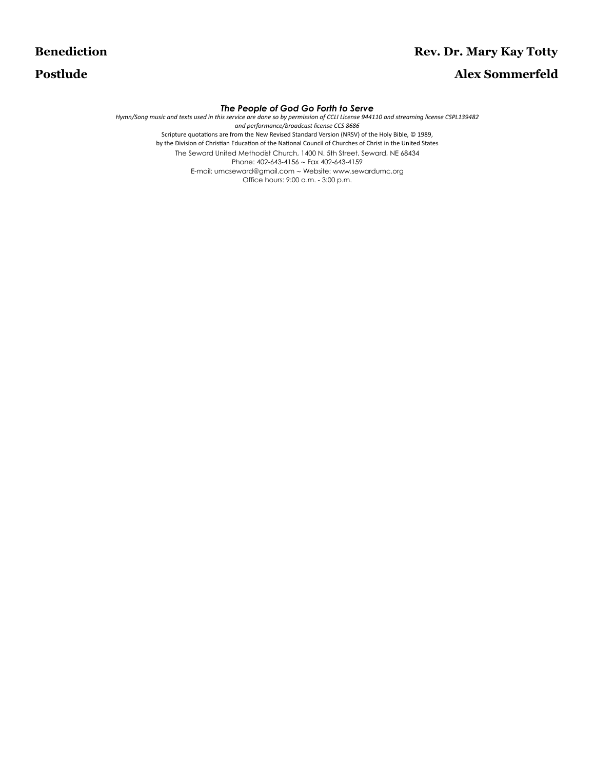**Benediction** **Rev. Dr. Mary Kay Totty**

**Postlude** **Alex Sommerfeld**

***The People of God Go Forth to Serve***

*Hymn/Song music and texts used in this service are done so by permission of CCLI License 944110 and streaming license CSPL139482 and performance/broadcast license CCS 8686*

Scripture quotations are from the New Revised Standard Version (NRSV) of the Holy Bible, © 1989, by the Division of Christian Education of the National Council of Churches of Christ in the United States

The Seward United Methodist Church, 1400 N. 5th Street, Seward, NE 68434

Phone: 402-643-4156 ~ Fax 402-643-4159

E-mail: umcseward@gmail.com ~ Website: www.sewardumc.org

Office hours: 9:00 a.m. - 3:00 p.m.